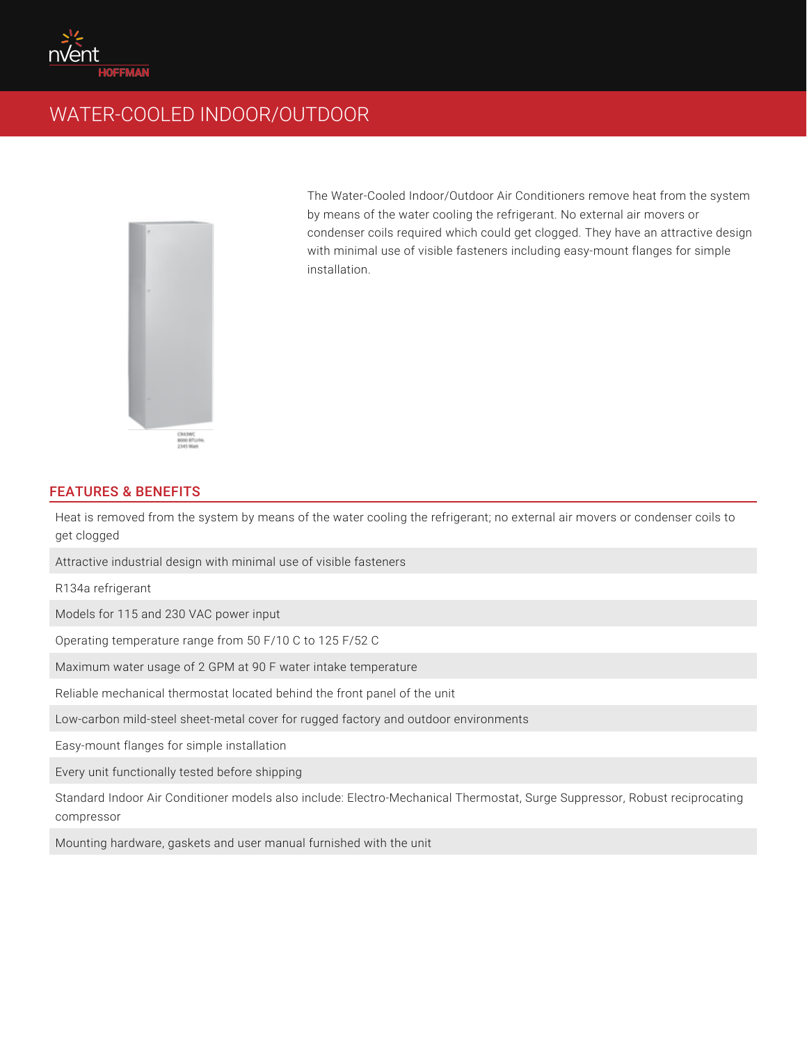# WATER-COOLED INDOOR/OUTDOOR

The Water-Cooled Indoor/Outdoor Air Conditioners remove heat from the system by means of the water cooling the refrigerant. No external air movers or condenser coils required which could get clogged. They have an attractive design with minimal use of visible fasteners including easy-mount flanges for simple installation.

## FEATURES & BENEFITS

- Heat is removed from the system by means of the water cooling the refrigerant; no external air movers or condenser coils to get clogged
- Attractive industrial design with minimal use of visible fasteners
- R134a refrigerant
- Models for 115 and 230 VAC power input
- Operating temperature range from 50 F/10 C to 125 F/52 C
- Maximum water usage of 2 GPM at 90 F water intake temperature
- Reliable mechanical thermostat located behind the front panel of the unit
- Low-carbon mild-steel sheet-metal cover for rugged factory and outdoor environments
- Easy-mount flanges for simple installation
- Every unit functionally tested before shipping
- Standard Indoor Air Conditioner models also include: Electro-Mechanical Thermostat, Surge Suppressor, Robust reciprocating compressor
- Mounting hardware, gaskets and user manual furnished with the unit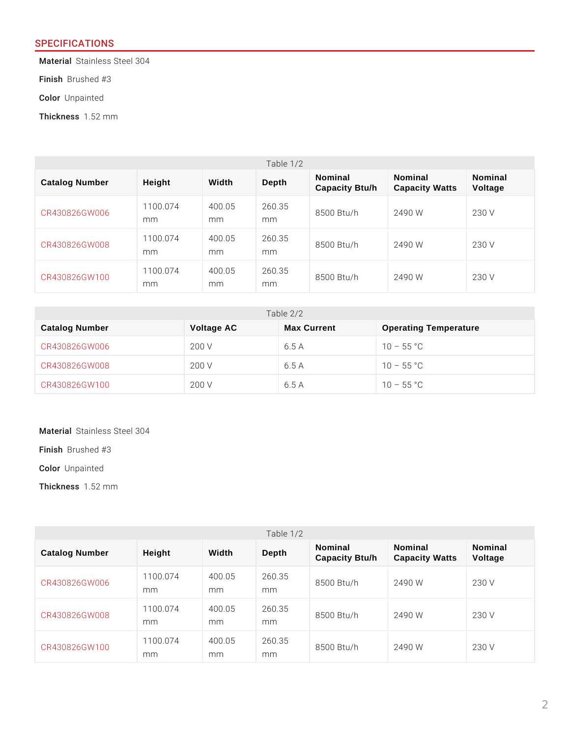## SPECIFICATIONS

**Material** Stainless Steel 304

**Finish** Brushed #3

**Color** Unpainted

**Thickness** 1.52 mm

Table 1/2

| Catalog Number | Height | Width | Depth | Nominal Capacity Btu/h | Nominal Capacity Watts | Nominal Voltage |
|---|---|---|---|---|---|---|
| CR430826GW006 | 1100.074 mm | 400.05 mm | 260.35 mm | 8500 Btu/h | 2490 W | 230 V |
| CR430826GW008 | 1100.074 mm | 400.05 mm | 260.35 mm | 8500 Btu/h | 2490 W | 230 V |
| CR430826GW100 | 1100.074 mm | 400.05 mm | 260.35 mm | 8500 Btu/h | 2490 W | 230 V |

Table 2/2

| Catalog Number | Voltage AC | Max Current | Operating Temperature |
|---|---|---|---|
| CR430826GW006 | 200 V | 6.5 A | 10 – 55 °C |
| CR430826GW008 | 200 V | 6.5 A | 10 – 55 °C |
| CR430826GW100 | 200 V | 6.5 A | 10 – 55 °C |

**Material** Stainless Steel 304

**Finish** Brushed #3

**Color** Unpainted

**Thickness** 1.52 mm

Table 1/2

| Catalog Number | Height | Width | Depth | Nominal Capacity Btu/h | Nominal Capacity Watts | Nominal Voltage |
|---|---|---|---|---|---|---|
| CR430826GW006 | 1100.074 mm | 400.05 mm | 260.35 mm | 8500 Btu/h | 2490 W | 230 V |
| CR430826GW008 | 1100.074 mm | 400.05 mm | 260.35 mm | 8500 Btu/h | 2490 W | 230 V |
| CR430826GW100 | 1100.074 mm | 400.05 mm | 260.35 mm | 8500 Btu/h | 2490 W | 230 V |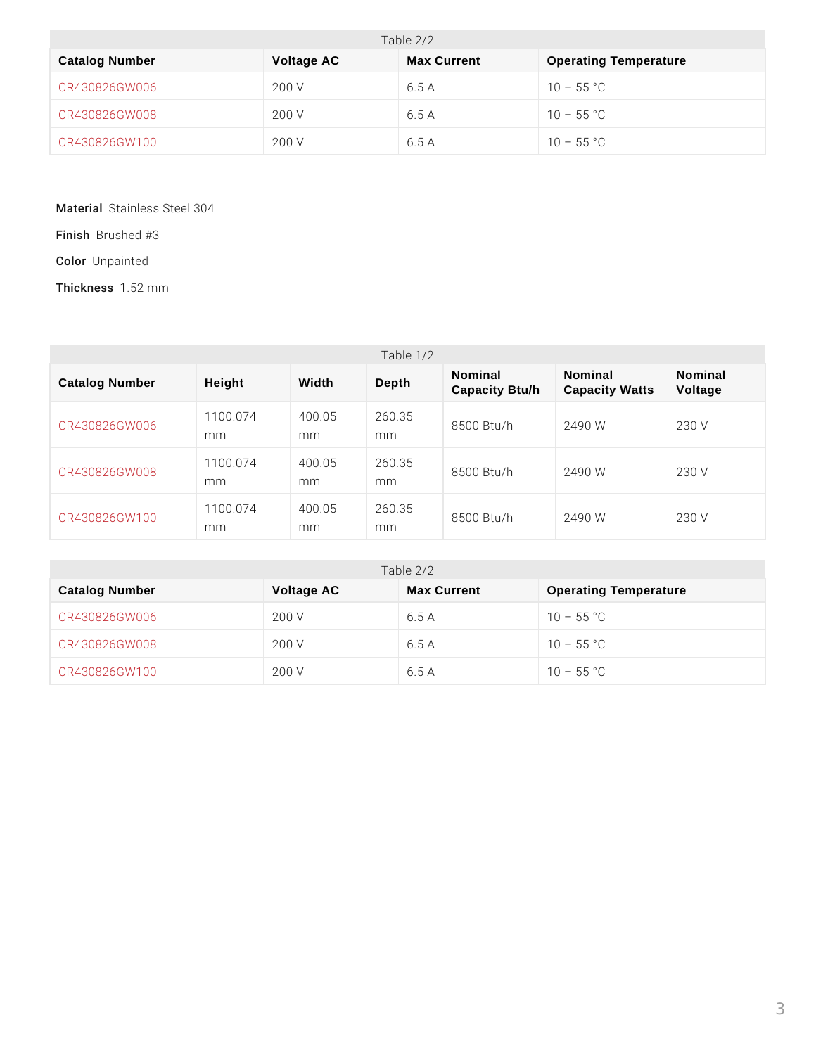Table 2/2

| Catalog Number | Voltage AC | Max Current | Operating Temperature |
|---|---|---|---|
| CR430826GW006 | 200 V | 6.5 A | 10 – 55 °C |
| CR430826GW008 | 200 V | 6.5 A | 10 – 55 °C |
| CR430826GW100 | 200 V | 6.5 A | 10 – 55 °C |

**Material** Stainless Steel 304

**Finish** Brushed #3

**Color** Unpainted

**Thickness** 1.52 mm

Table 1/2

| Catalog Number | Height | Width | Depth | Nominal Capacity Btu/h | Nominal Capacity Watts | Nominal Voltage |
|---|---|---|---|---|---|---|
| CR430826GW006 | 1100.074 mm | 400.05 mm | 260.35 mm | 8500 Btu/h | 2490 W | 230 V |
| CR430826GW008 | 1100.074 mm | 400.05 mm | 260.35 mm | 8500 Btu/h | 2490 W | 230 V |
| CR430826GW100 | 1100.074 mm | 400.05 mm | 260.35 mm | 8500 Btu/h | 2490 W | 230 V |

Table 2/2

| Catalog Number | Voltage AC | Max Current | Operating Temperature |
|---|---|---|---|
| CR430826GW006 | 200 V | 6.5 A | 10 – 55 °C |
| CR430826GW008 | 200 V | 6.5 A | 10 – 55 °C |
| CR430826GW100 | 200 V | 6.5 A | 10 – 55 °C |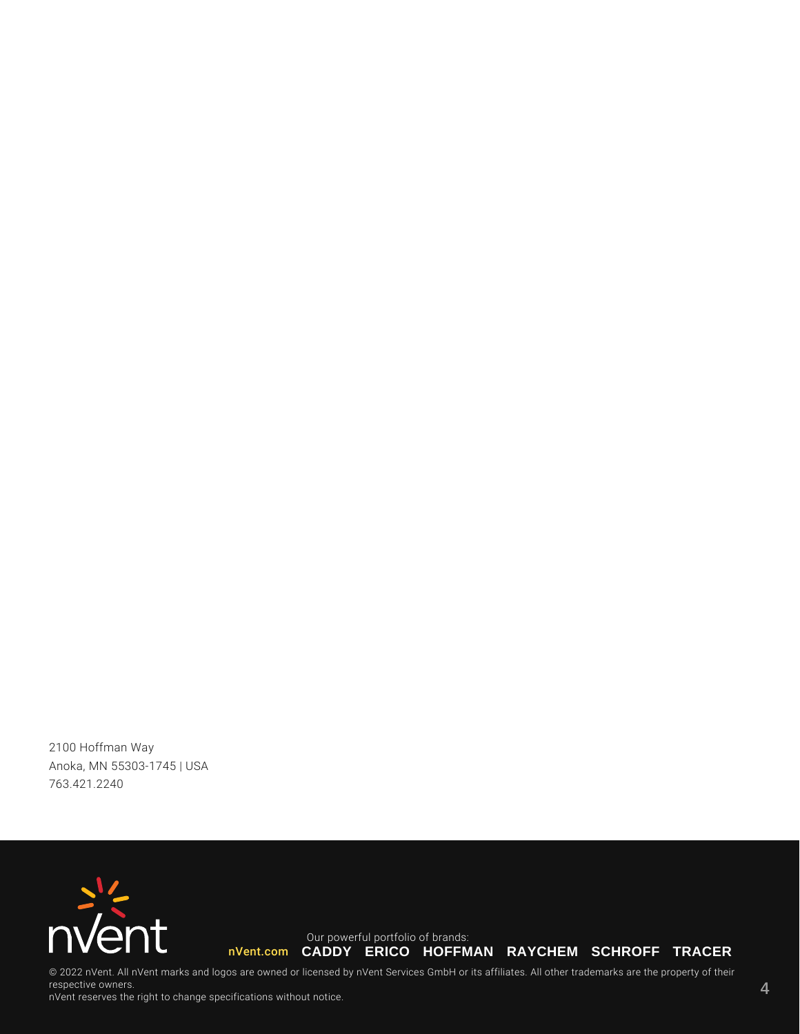2100 Hoffman Way
Anoka, MN 55303-1745 | USA
763.421.2240

Our powerful portfolio of brands:

nVent.com **CADDY ERICO HOFFMAN RAYCHEM SCHROFF TRACER**

© 2022 nVent. All nVent marks and logos are owned or licensed by nVent Services GmbH or its affiliates. All other trademarks are the property of their respective owners.
nVent reserves the right to change specifications without notice.